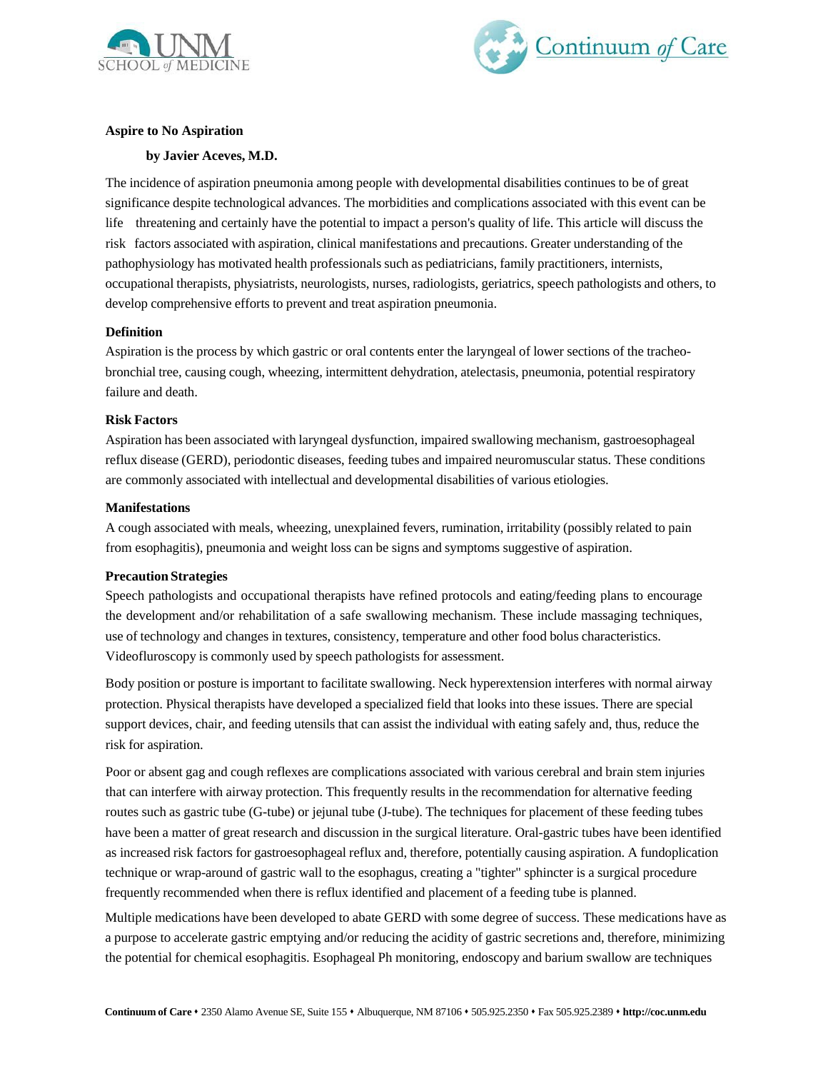**Aspire to No Aspiration**

**by Javier Aceves, M.D.**

The incidence of aspiration pneumonia among people with developmental disabilities continues to be of great significance despite technological advances. The morbidities and complications associated with this event can be life threatening and certainly have the potential to impact a person's quality of life. This article will discuss the risk factors associated with aspiration, clinical manifestations and precautions. Greater understanding of the pathophysiology has motivated health professionals such as pediatricians, family practitioners, internists, occupational therapists, physiatrists, neurologists, nurses, radiologists, geriatrics, speech pathologists and others, to develop comprehensive efforts to prevent and treat aspiration pneumonia.

**Definition**

Aspiration is the process by which gastric or oral contents enter the laryngeal of lower sections of the tracheo-bronchial tree, causing cough, wheezing, intermittent dehydration, atelectasis, pneumonia, potential respiratory failure and death.

**Risk Factors**

Aspiration has been associated with laryngeal dysfunction, impaired swallowing mechanism, gastroesophageal reflux disease (GERD), periodontic diseases, feeding tubes and impaired neuromuscular status. These conditions are commonly associated with intellectual and developmental disabilities of various etiologies.

**Manifestations**

A cough associated with meals, wheezing, unexplained fevers, rumination, irritability (possibly related to pain from esophagitis), pneumonia and weight loss can be signs and symptoms suggestive of aspiration.

**Precaution Strategies**

Speech pathologists and occupational therapists have refined protocols and eating/feeding plans to encourage the development and/or rehabilitation of a safe swallowing mechanism. These include massaging techniques, use of technology and changes in textures, consistency, temperature and other food bolus characteristics. Videofluroscopy is commonly used by speech pathologists for assessment.

Body position or posture is important to facilitate swallowing. Neck hyperextension interferes with normal airway protection. Physical therapists have developed a specialized field that looks into these issues. There are special support devices, chair, and feeding utensils that can assist the individual with eating safely and, thus, reduce the risk for aspiration.

Poor or absent gag and cough reflexes are complications associated with various cerebral and brain stem injuries that can interfere with airway protection. This frequently results in the recommendation for alternative feeding routes such as gastric tube (G-tube) or jejunal tube (J-tube). The techniques for placement of these feeding tubes have been a matter of great research and discussion in the surgical literature. Oral-gastric tubes have been identified as increased risk factors for gastroesophageal reflux and, therefore, potentially causing aspiration. A fundoplication technique or wrap-around of gastric wall to the esophagus, creating a "tighter" sphincter is a surgical procedure frequently recommended when there is reflux identified and placement of a feeding tube is planned.

Multiple medications have been developed to abate GERD with some degree of success. These medications have as a purpose to accelerate gastric emptying and/or reducing the acidity of gastric secretions and, therefore, minimizing the potential for chemical esophagitis. Esophageal Ph monitoring, endoscopy and barium swallow are techniques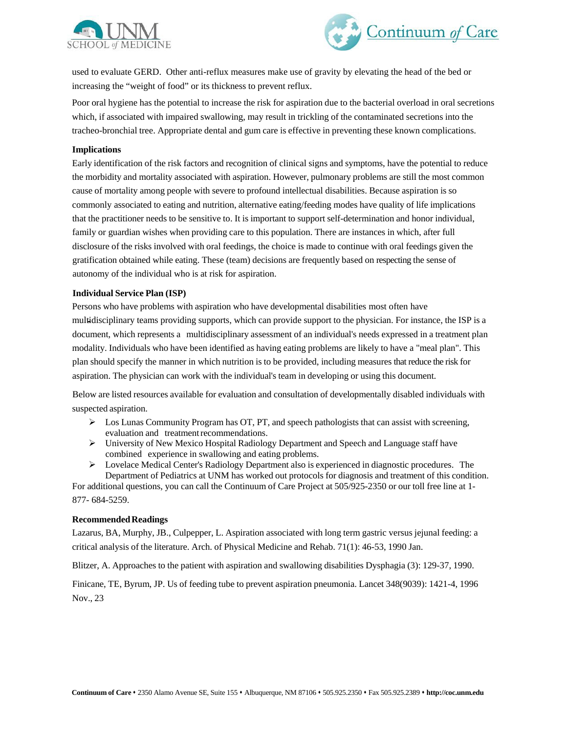used to evaluate GERD. Other anti-reflux measures make use of gravity by elevating the head of the bed or increasing the "weight of food" or its thickness to prevent reflux.

Poor oral hygiene has the potential to increase the risk for aspiration due to the bacterial overload in oral secretions which, if associated with impaired swallowing, may result in trickling of the contaminated secretions into the tracheo-bronchial tree. Appropriate dental and gum care is effective in preventing these known complications.

**Implications**

Early identification of the risk factors and recognition of clinical signs and symptoms, have the potential to reduce the morbidity and mortality associated with aspiration. However, pulmonary problems are still the most common cause of mortality among people with severe to profound intellectual disabilities. Because aspiration is so commonly associated to eating and nutrition, alternative eating/feeding modes have quality of life implications that the practitioner needs to be sensitive to. It is important to support self-determination and honor individual, family or guardian wishes when providing care to this population. There are instances in which, after full disclosure of the risks involved with oral feedings, the choice is made to continue with oral feedings given the gratification obtained while eating. These (team) decisions are frequently based on respecting the sense of autonomy of the individual who is at risk for aspiration.

**Individual Service Plan (ISP)**

Persons who have problems with aspiration who have developmental disabilities most often have multidisciplinary teams providing supports, which can provide support to the physician. For instance, the ISP is a document, which represents a multidisciplinary assessment of an individual's needs expressed in a treatment plan modality. Individuals who have been identified as having eating problems are likely to have a "meal plan". This plan should specify the manner in which nutrition is to be provided, including measures that reduce the risk for aspiration. The physician can work with the individual's team in developing or using this document.

Below are listed resources available for evaluation and consultation of developmentally disabled individuals with suspected aspiration.

- Los Lunas Community Program has OT, PT, and speech pathologists that can assist with screening, evaluation and treatment recommendations.
- University of New Mexico Hospital Radiology Department and Speech and Language staff have combined experience in swallowing and eating problems.
- Lovelace Medical Center's Radiology Department also is experienced in diagnostic procedures. The Department of Pediatrics at UNM has worked out protocols for diagnosis and treatment of this condition.

For additional questions, you can call the Continuum of Care Project at 505/925-2350 or our toll free line at 1-877- 684-5259.

**Recommended Readings**

Lazarus, BA, Murphy, JB., Culpepper, L. Aspiration associated with long term gastric versus jejunal feeding: a critical analysis of the literature. Arch. of Physical Medicine and Rehab. 71(1): 46-53, 1990 Jan.

Blitzer, A. Approaches to the patient with aspiration and swallowing disabilities Dysphagia (3): 129-37, 1990.

Finicane, TE, Byrum, JP. Us of feeding tube to prevent aspiration pneumonia. Lancet 348(9039): 1421-4, 1996 Nov., 23